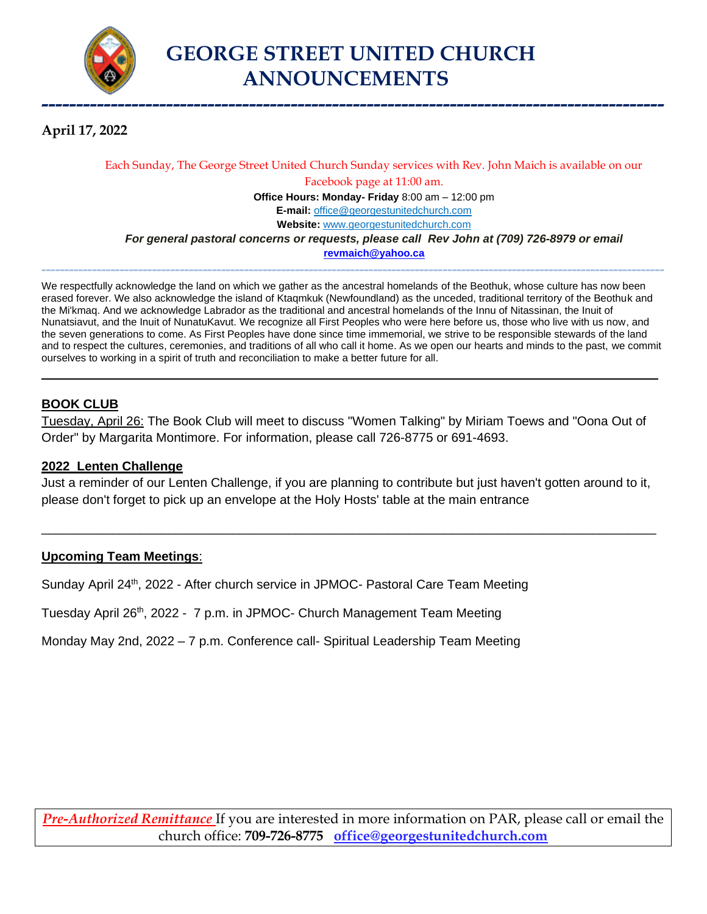# GEORGE STREET UNITED CHURCH ANNOUNCEMENTS

**April 17, 2022**

Each Sunday, The George Street United Church Sunday services with Rev. John Maich is available on our Facebook page at 11:00 am.

**Office Hours: Monday- Friday** 8:00 am – 12:00 pm

**E-mail:** office@georgestunitedchurch.com

**Website:** www.georgestunitedchurch.com

***For general pastoral concerns or requests, please call Rev John at (709) 726-8979 or email*** **revmaich@yahoo.ca**

---

We respectfully acknowledge the land on which we gather as the ancestral homelands of the Beothuk, whose culture has now been erased forever. We also acknowledge the island of Ktaqmkuk (Newfoundland) as the unceded, traditional territory of the Beothuk and the Mi'kmaq. And we acknowledge Labrador as the traditional and ancestral homelands of the Innu of Nitassinan, the Inuit of Nunatsiavut, and the Inuit of NunatuKavut. We recognize all First Peoples who were here before us, those who live with us now, and the seven generations to come. As First Peoples have done since time immemorial, we strive to be responsible stewards of the land and to respect the cultures, ceremonies, and traditions of all who call it home. As we open our hearts and minds to the past, we commit ourselves to working in a spirit of truth and reconciliation to make a better future for all.

---

## BOOK CLUB

Tuesday, April 26: The Book Club will meet to discuss "Women Talking" by Miriam Toews and "Oona Out of Order" by Margarita Montimore. For information, please call 726-8775 or 691-4693.

## 2022 Lenten Challenge

Just a reminder of our Lenten Challenge, if you are planning to contribute but just haven't gotten around to it, please don't forget to pick up an envelope at the Holy Hosts' table at the main entrance

---

## Upcoming Team Meetings:

Sunday April 24th, 2022 - After church service in JPMOC- Pastoral Care Team Meeting

Tuesday April 26th, 2022 - 7 p.m. in JPMOC- Church Management Team Meeting

Monday May 2nd, 2022 – 7 p.m. Conference call- Spiritual Leadership Team Meeting

***Pre-Authorized Remittance*** If you are interested in more information on PAR, please call or email the church office: **709-726-8775** **office@georgestunitedchurch.com**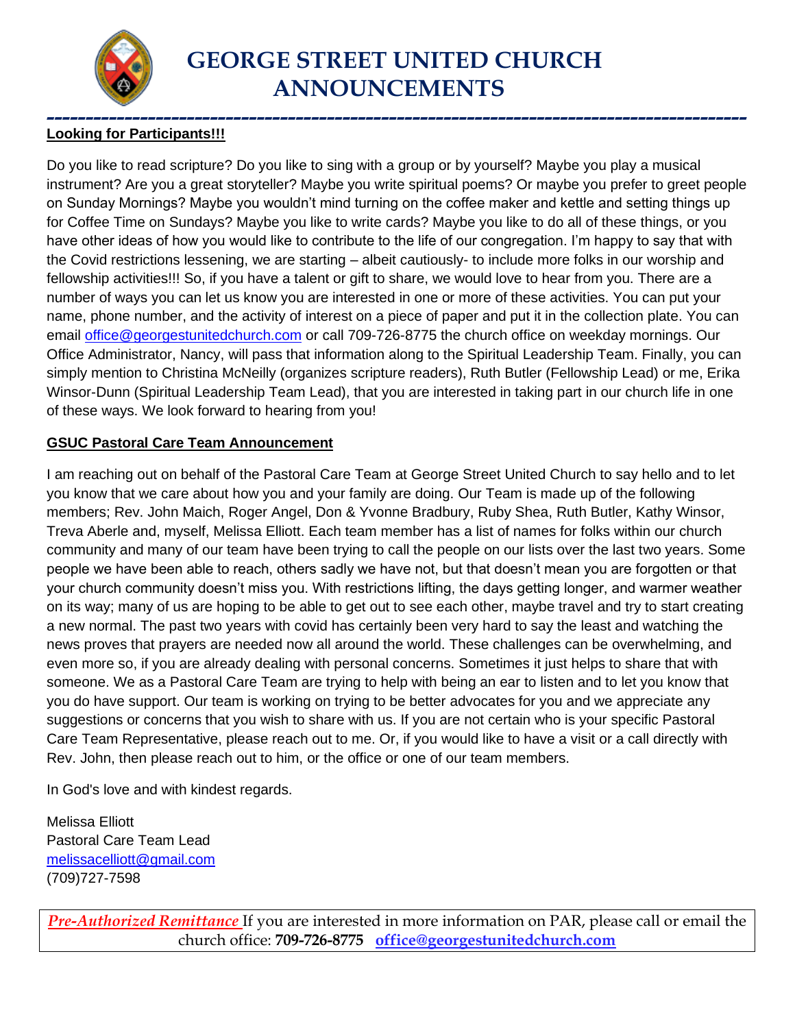# GEORGE STREET UNITED CHURCH ANNOUNCEMENTS

**Looking for Participants!!!**

Do you like to read scripture? Do you like to sing with a group or by yourself? Maybe you play a musical instrument? Are you a great storyteller? Maybe you write spiritual poems? Or maybe you prefer to greet people on Sunday Mornings? Maybe you wouldn't mind turning on the coffee maker and kettle and setting things up for Coffee Time on Sundays? Maybe you like to write cards? Maybe you like to do all of these things, or you have other ideas of how you would like to contribute to the life of our congregation. I'm happy to say that with the Covid restrictions lessening, we are starting – albeit cautiously- to include more folks in our worship and fellowship activities!!! So, if you have a talent or gift to share, we would love to hear from you. There are a number of ways you can let us know you are interested in one or more of these activities. You can put your name, phone number, and the activity of interest on a piece of paper and put it in the collection plate. You can email office@georgestunitedchurch.com or call 709-726-8775 the church office on weekday mornings. Our Office Administrator, Nancy, will pass that information along to the Spiritual Leadership Team. Finally, you can simply mention to Christina McNeilly (organizes scripture readers), Ruth Butler (Fellowship Lead) or me, Erika Winsor-Dunn (Spiritual Leadership Team Lead), that you are interested in taking part in our church life in one of these ways. We look forward to hearing from you!

**GSUC Pastoral Care Team Announcement**

I am reaching out on behalf of the Pastoral Care Team at George Street United Church to say hello and to let you know that we care about how you and your family are doing. Our Team is made up of the following members; Rev. John Maich, Roger Angel, Don & Yvonne Bradbury, Ruby Shea, Ruth Butler, Kathy Winsor, Treva Aberle and, myself, Melissa Elliott. Each team member has a list of names for folks within our church community and many of our team have been trying to call the people on our lists over the last two years. Some people we have been able to reach, others sadly we have not, but that doesn't mean you are forgotten or that your church community doesn't miss you. With restrictions lifting, the days getting longer, and warmer weather on its way; many of us are hoping to be able to get out to see each other, maybe travel and try to start creating a new normal. The past two years with covid has certainly been very hard to say the least and watching the news proves that prayers are needed now all around the world. These challenges can be overwhelming, and even more so, if you are already dealing with personal concerns. Sometimes it just helps to share that with someone. We as a Pastoral Care Team are trying to help with being an ear to listen and to let you know that you do have support. Our team is working on trying to be better advocates for you and we appreciate any suggestions or concerns that you wish to share with us. If you are not certain who is your specific Pastoral Care Team Representative, please reach out to me. Or, if you would like to have a visit or a call directly with Rev. John, then please reach out to him, or the office or one of our team members.

In God's love and with kindest regards.

Melissa Elliott
Pastoral Care Team Lead
melissacelliott@gmail.com
(709)727-7598

*Pre-Authorized Remittance* If you are interested in more information on PAR, please call or email the church office: **709-726-8775** **office@georgestunitedchurch.com**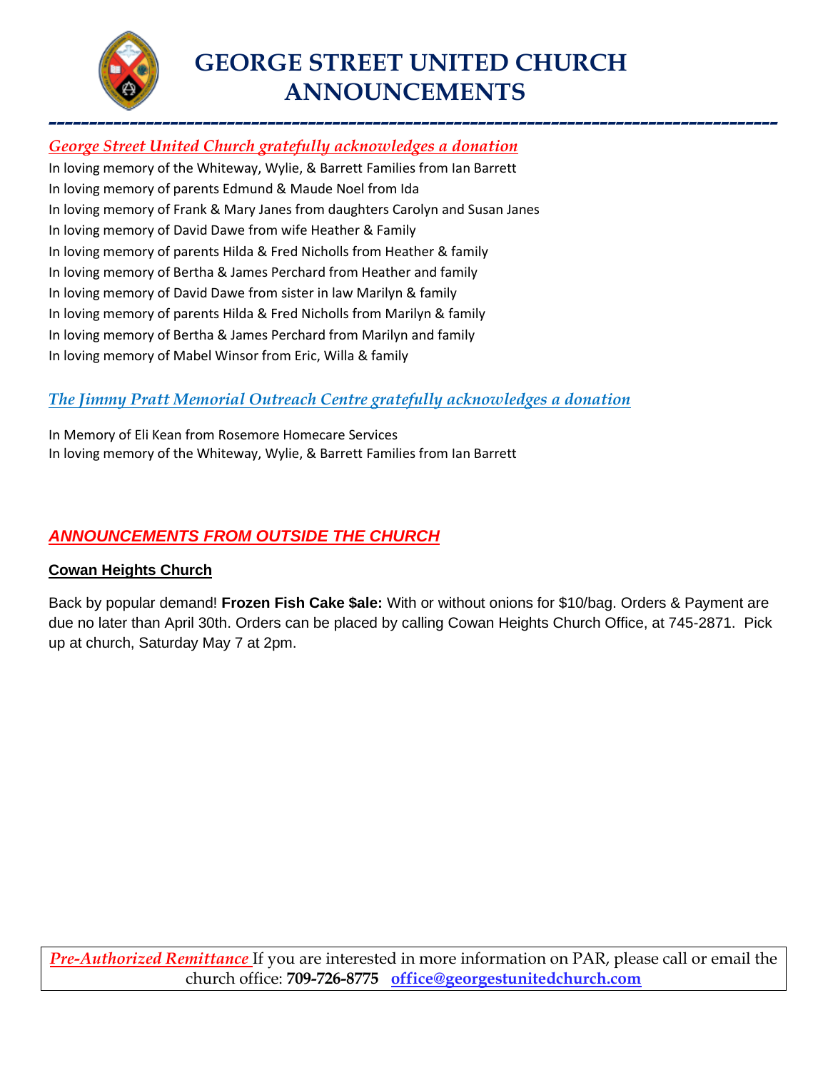# GEORGE STREET UNITED CHURCH ANNOUNCEMENTS

---

***George Street United Church gratefully acknowledges a donation***

In loving memory of the Whiteway, Wylie, & Barrett Families from Ian Barrett
In loving memory of parents Edmund & Maude Noel from Ida
In loving memory of Frank & Mary Janes from daughters Carolyn and Susan Janes
In loving memory of David Dawe from wife Heather & Family
In loving memory of parents Hilda & Fred Nicholls from Heather & family
In loving memory of Bertha & James Perchard from Heather and family
In loving memory of David Dawe from sister in law Marilyn & family
In loving memory of parents Hilda & Fred Nicholls from Marilyn & family
In loving memory of Bertha & James Perchard from Marilyn and family
In loving memory of Mabel Winsor from Eric, Willa & family

***The Jimmy Pratt Memorial Outreach Centre gratefully acknowledges a donation***

In Memory of Eli Kean from Rosemore Homecare Services
In loving memory of the Whiteway, Wylie, & Barrett Families from Ian Barrett

## *ANNOUNCEMENTS FROM OUTSIDE THE CHURCH*

**Cowan Heights Church**

Back by popular demand! **Frozen Fish Cake $ale:** With or without onions for $10/bag. Orders & Payment are due no later than April 30th. Orders can be placed by calling Cowan Heights Church Office, at 745-2871. Pick up at church, Saturday May 7 at 2pm.

*Pre-Authorized Remittance* If you are interested in more information on PAR, please call or email the church office: **709-726-8775** office@georgestunitedchurch.com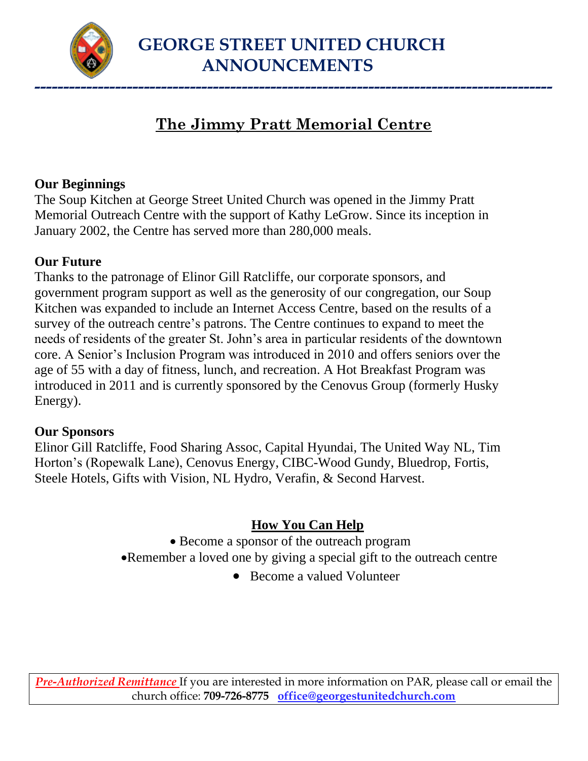# GEORGE STREET UNITED CHURCH ANNOUNCEMENTS

## The Jimmy Pratt Memorial Centre

**Our Beginnings**

The Soup Kitchen at George Street United Church was opened in the Jimmy Pratt Memorial Outreach Centre with the support of Kathy LeGrow. Since its inception in January 2002, the Centre has served more than 280,000 meals.

**Our Future**

Thanks to the patronage of Elinor Gill Ratcliffe, our corporate sponsors, and government program support as well as the generosity of our congregation, our Soup Kitchen was expanded to include an Internet Access Centre, based on the results of a survey of the outreach centre's patrons. The Centre continues to expand to meet the needs of residents of the greater St. John's area in particular residents of the downtown core. A Senior's Inclusion Program was introduced in 2010 and offers seniors over the age of 55 with a day of fitness, lunch, and recreation. A Hot Breakfast Program was introduced in 2011 and is currently sponsored by the Cenovus Group (formerly Husky Energy).

**Our Sponsors**

Elinor Gill Ratcliffe, Food Sharing Assoc, Capital Hyundai, The United Way NL, Tim Horton's (Ropewalk Lane), Cenovus Energy, CIBC-Wood Gundy, Bluedrop, Fortis, Steele Hotels, Gifts with Vision, NL Hydro, Verafin, & Second Harvest.

**How You Can Help**

- Become a sponsor of the outreach program
- Remember a loved one by giving a special gift to the outreach centre
- Become a valued Volunteer

*Pre-Authorized Remittance* If you are interested in more information on PAR, please call or email the church office: **709-726-8775** **office@georgestunitedchurch.com**